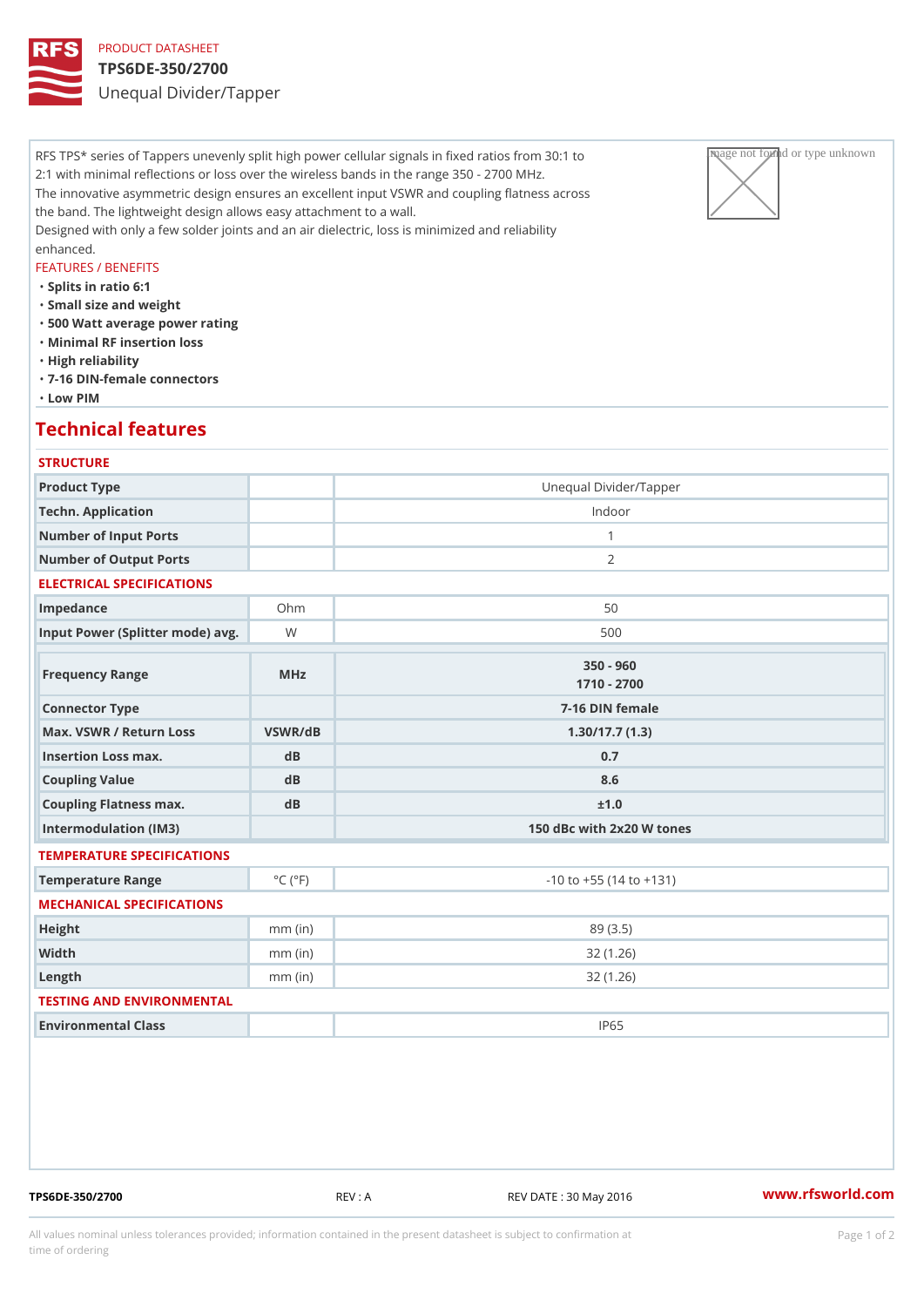PRODUCT DATASHEET

# TPS6DE-350/2700

Unequal Divider/Tapper

RFS TPS* series of Tappers unevenly split high power cellular signals in fixed ratios from 30:1 to 2:1 with minimal reflections or loss over the wireless bands in the range 350 - 2700 MHz.
The innovative asymmetric design ensures an excellent input VSWR and coupling flatness across the band. The lightweight design allows easy attachment to a wall.
Designed with only a few solder joints and an air dielectric, loss is minimized and reliability enhanced.

FEATURES / BENEFITS

- Splits in ratio 6:1
- Small size and weight
- 500 Watt average power rating
- Minimal RF insertion loss
- High reliability
- 7-16 DIN-female connectors
- Low PIM

## Technical features

### STRUCTURE

| | | |
|---|---|---|
| Product Type | | Unequal Divider/Tapper |
| Techn. Application | | Indoor |
| Number of Input Ports | | 1 |
| Number of Output Ports | | 2 |

### ELECTRICAL SPECIFICATIONS

| | | |
|---|---|---|
| Impedance | Ohm | 50 |
| Input Power (Splitter mode) avg. | W | 500 |
| Frequency Range | MHz | 350 - 960<br>1710 - 2700 |
| Connector Type | | 7-16 DIN female |
| Max. VSWR / Return Loss | VSWR/dB | 1.30/17.7 (1.3) |
| Insertion Loss max. | dB | 0.7 |
| Coupling Value | dB | 8.6 |
| Coupling Flatness max. | dB | ±1.0 |
| Intermodulation (IM3) | | 150 dBc with 2x20 W tones |

### TEMPERATURE SPECIFICATIONS

| | | |
|---|---|---|
| Temperature Range | °C (°F) | -10 to +55 (14 to +131) |

### MECHANICAL SPECIFICATIONS

| | | |
|---|---|---|
| Height | mm (in) | 89 (3.5) |
| Width | mm (in) | 32 (1.26) |
| Length | mm (in) | 32 (1.26) |

### TESTING AND ENVIRONMENTAL

| | | |
|---|---|---|
| Environmental Class | | IP65 |

TPS6DE-350/2700 REV : A REV DATE : 30 May 2016 www.rfsworld.com

All values nominal unless tolerances provided; information contained in the present datasheet is subject to confirmation at time of ordering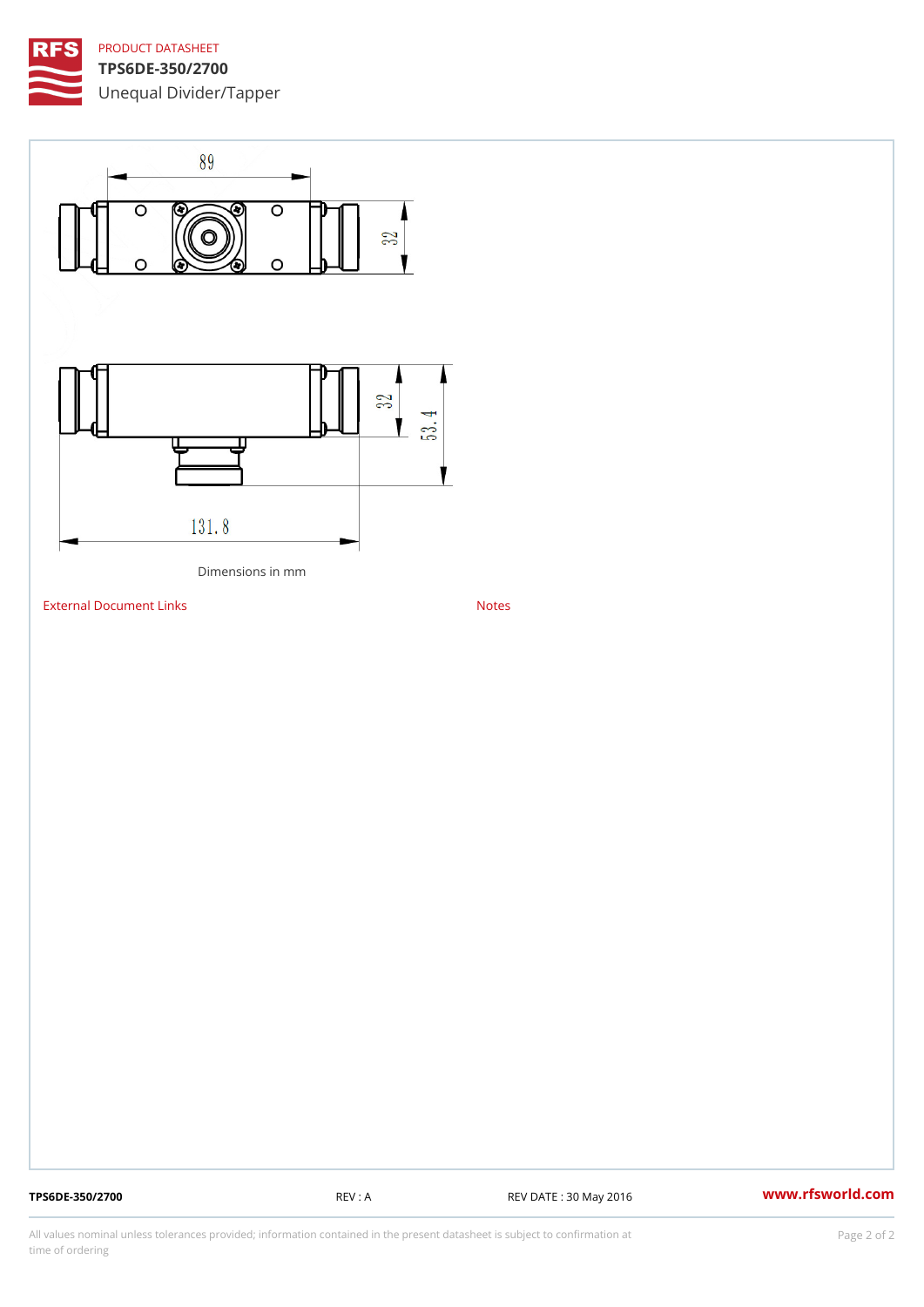PRODUCT DATASHEET

# TPS6DE-350/2700

Unequal Divider/Tapper

89

32

32

53.4

131.8

Dimensions in mm

External Document Links

Notes

TPS6DE-350/2700 REV : A REV DATE : 30 May 2016 www.rfsworld.com

All values nominal unless tolerances provided; information contained in the present datasheet is subject to confirmation at time of ordering